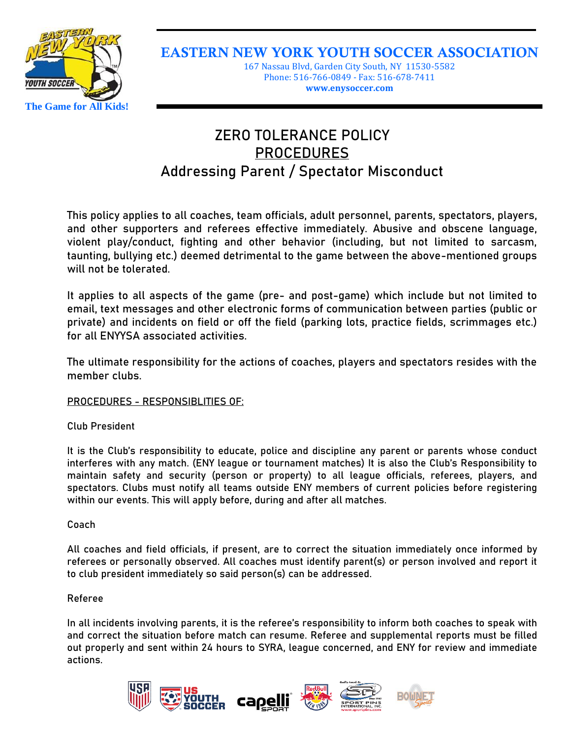**EASTERN NEW YORK YOUTH SOCCER ASSOCIATION**

167 Nassau Blvd, Garden City South, NY 11530-5582
Phone: 516-766-0849 - Fax: 516-678-7411
**www.enysoccer.com**

The Game for All Kids!

# ZERO TOLERANCE POLICY
## PROCEDURES
## Addressing Parent / Spectator Misconduct

This policy applies to all coaches, team officials, adult personnel, parents, spectators, players, and other supporters and referees effective immediately. Abusive and obscene language, violent play/conduct, fighting and other behavior (including, but not limited to sarcasm, taunting, bullying etc.) deemed detrimental to the game between the above-mentioned groups will not be tolerated.

It applies to all aspects of the game (pre- and post-game) which include but not limited to email, text messages and other electronic forms of communication between parties (public or private) and incidents on field or off the field (parking lots, practice fields, scrimmages etc.) for all ENYYSA associated activities.

The ultimate responsibility for the actions of coaches, players and spectators resides with the member clubs.

PROCEDURES - RESPONSIBLITIES OF:

Club President

It is the Club's responsibility to educate, police and discipline any parent or parents whose conduct interferes with any match. (ENY league or tournament matches) It is also the Club's Responsibility to maintain safety and security (person or property) to all league officials, referees, players, and spectators. Clubs must notify all teams outside ENY members of current policies before registering within our events. This will apply before, during and after all matches.

Coach

All coaches and field officials, if present, are to correct the situation immediately once informed by referees or personally observed. All coaches must identify parent(s) or person involved and report it to club president immediately so said person(s) can be addressed.

Referee

In all incidents involving parents, it is the referee's responsibility to inform both coaches to speak with and correct the situation before match can resume. Referee and supplemental reports must be filled out properly and sent within 24 hours to SYRA, league concerned, and ENY for review and immediate actions.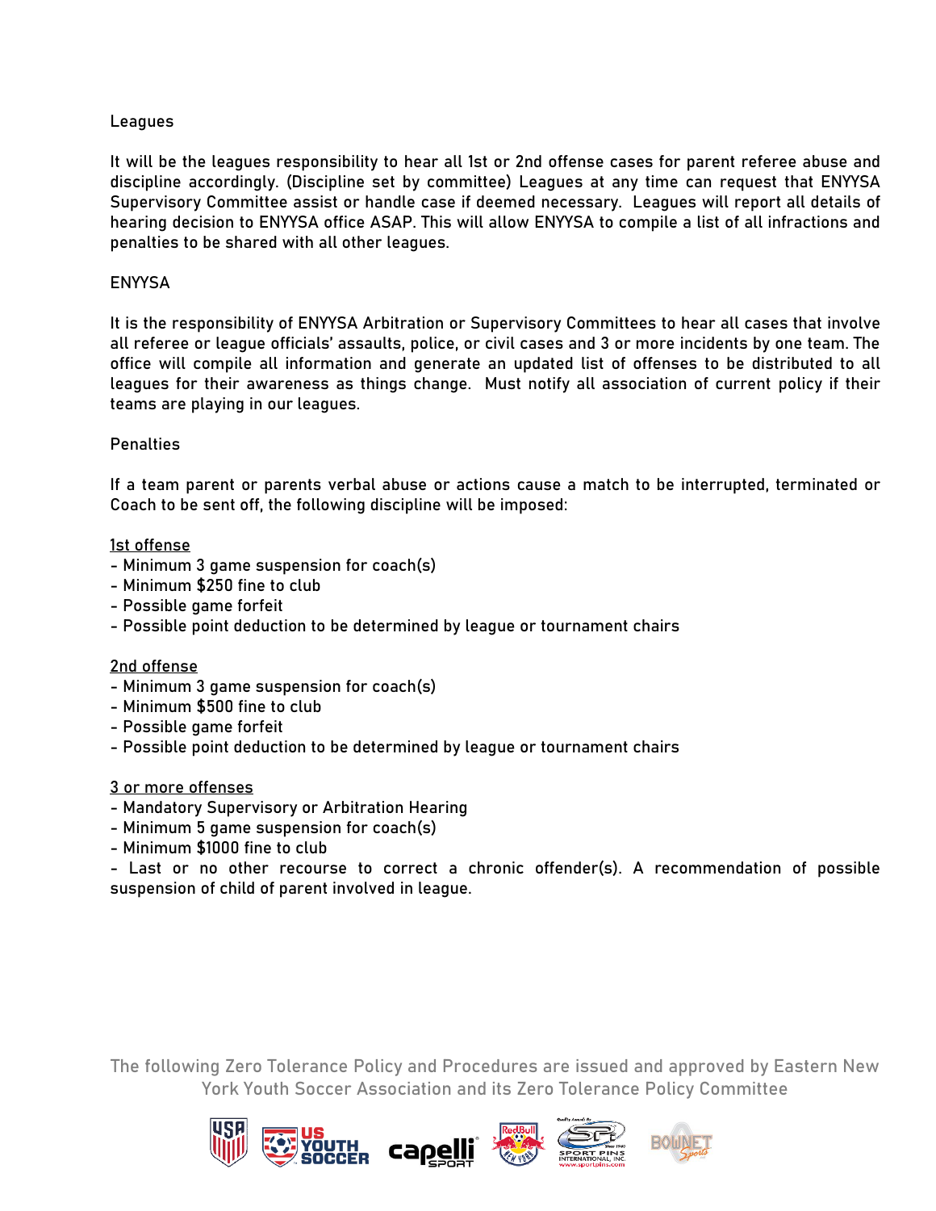Leagues

It will be the leagues responsibility to hear all 1st or 2nd offense cases for parent referee abuse and discipline accordingly. (Discipline set by committee) Leagues at any time can request that ENYYSA Supervisory Committee assist or handle case if deemed necessary. Leagues will report all details of hearing decision to ENYYSA office ASAP. This will allow ENYYSA to compile a list of all infractions and penalties to be shared with all other leagues.

ENYYSA

It is the responsibility of ENYYSA Arbitration or Supervisory Committees to hear all cases that involve all referee or league officials' assaults, police, or civil cases and 3 or more incidents by one team. The office will compile all information and generate an updated list of offenses to be distributed to all leagues for their awareness as things change. Must notify all association of current policy if their teams are playing in our leagues.

Penalties

If a team parent or parents verbal abuse or actions cause a match to be interrupted, terminated or Coach to be sent off, the following discipline will be imposed:

<u>1st offense</u>
- Minimum 3 game suspension for coach(s)
- Minimum $250 fine to club
- Possible game forfeit
- Possible point deduction to be determined by league or tournament chairs

<u>2nd offense</u>
- Minimum 3 game suspension for coach(s)
- Minimum $500 fine to club
- Possible game forfeit
- Possible point deduction to be determined by league or tournament chairs

<u>3 or more offenses</u>
- Mandatory Supervisory or Arbitration Hearing
- Minimum 5 game suspension for coach(s)
- Minimum $1000 fine to club
- Last or no other recourse to correct a chronic offender(s). A recommendation of possible suspension of child of parent involved in league.

The following Zero Tolerance Policy and Procedures are issued and approved by Eastern New York Youth Soccer Association and its Zero Tolerance Policy Committee